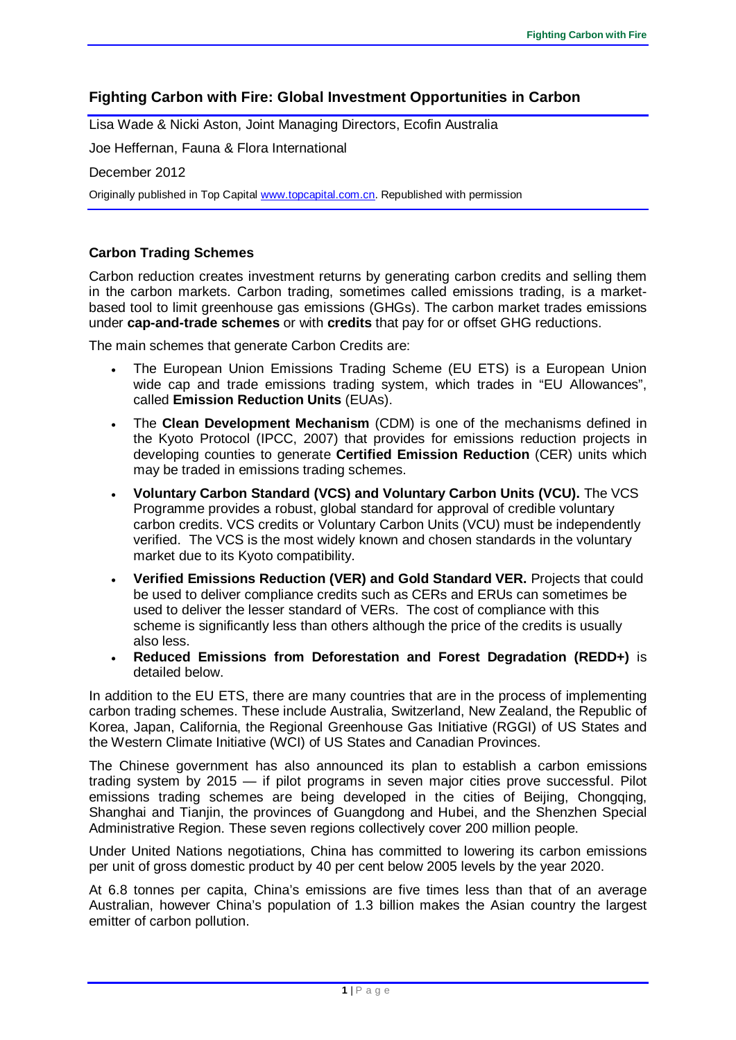## Fighting Carbon with Fire: Global Investment Opportunities in Carbon

Lisa Wade & Nicki Aston, Joint Managing Directors, Ecofin Australia

Joe Heffernan, Fauna & Flora International

December 2012

Originally published in Top Capital www.topcapital.com.cn. Republished with permission

### Carbon Trading Schemes

Carbon reduction creates investment returns by generating carbon credits and selling them in the carbon markets. Carbon trading, sometimes called emissions trading, is a market-based tool to limit greenhouse gas emissions (GHGs). The carbon market trades emissions under **cap-and-trade schemes** or with **credits** that pay for or offset GHG reductions.

The main schemes that generate Carbon Credits are:

- The European Union Emissions Trading Scheme (EU ETS) is a European Union wide cap and trade emissions trading system, which trades in "EU Allowances", called **Emission Reduction Units** (EUAs).
- The **Clean Development Mechanism** (CDM) is one of the mechanisms defined in the Kyoto Protocol (IPCC, 2007) that provides for emissions reduction projects in developing counties to generate **Certified Emission Reduction** (CER) units which may be traded in emissions trading schemes.
- **Voluntary Carbon Standard (VCS) and Voluntary Carbon Units (VCU).** The VCS Programme provides a robust, global standard for approval of credible voluntary carbon credits. VCS credits or Voluntary Carbon Units (VCU) must be independently verified. The VCS is the most widely known and chosen standards in the voluntary market due to its Kyoto compatibility.
- **Verified Emissions Reduction (VER) and Gold Standard VER.** Projects that could be used to deliver compliance credits such as CERs and ERUs can sometimes be used to deliver the lesser standard of VERs. The cost of compliance with this scheme is significantly less than others although the price of the credits is usually also less.
- **Reduced Emissions from Deforestation and Forest Degradation (REDD+)** is detailed below.

In addition to the EU ETS, there are many countries that are in the process of implementing carbon trading schemes. These include Australia, Switzerland, New Zealand, the Republic of Korea, Japan, California, the Regional Greenhouse Gas Initiative (RGGI) of US States and the Western Climate Initiative (WCI) of US States and Canadian Provinces.

The Chinese government has also announced its plan to establish a carbon emissions trading system by 2015 — if pilot programs in seven major cities prove successful. Pilot emissions trading schemes are being developed in the cities of Beijing, Chongqing, Shanghai and Tianjin, the provinces of Guangdong and Hubei, and the Shenzhen Special Administrative Region. These seven regions collectively cover 200 million people.

Under United Nations negotiations, China has committed to lowering its carbon emissions per unit of gross domestic product by 40 per cent below 2005 levels by the year 2020.

At 6.8 tonnes per capita, China's emissions are five times less than that of an average Australian, however China's population of 1.3 billion makes the Asian country the largest emitter of carbon pollution.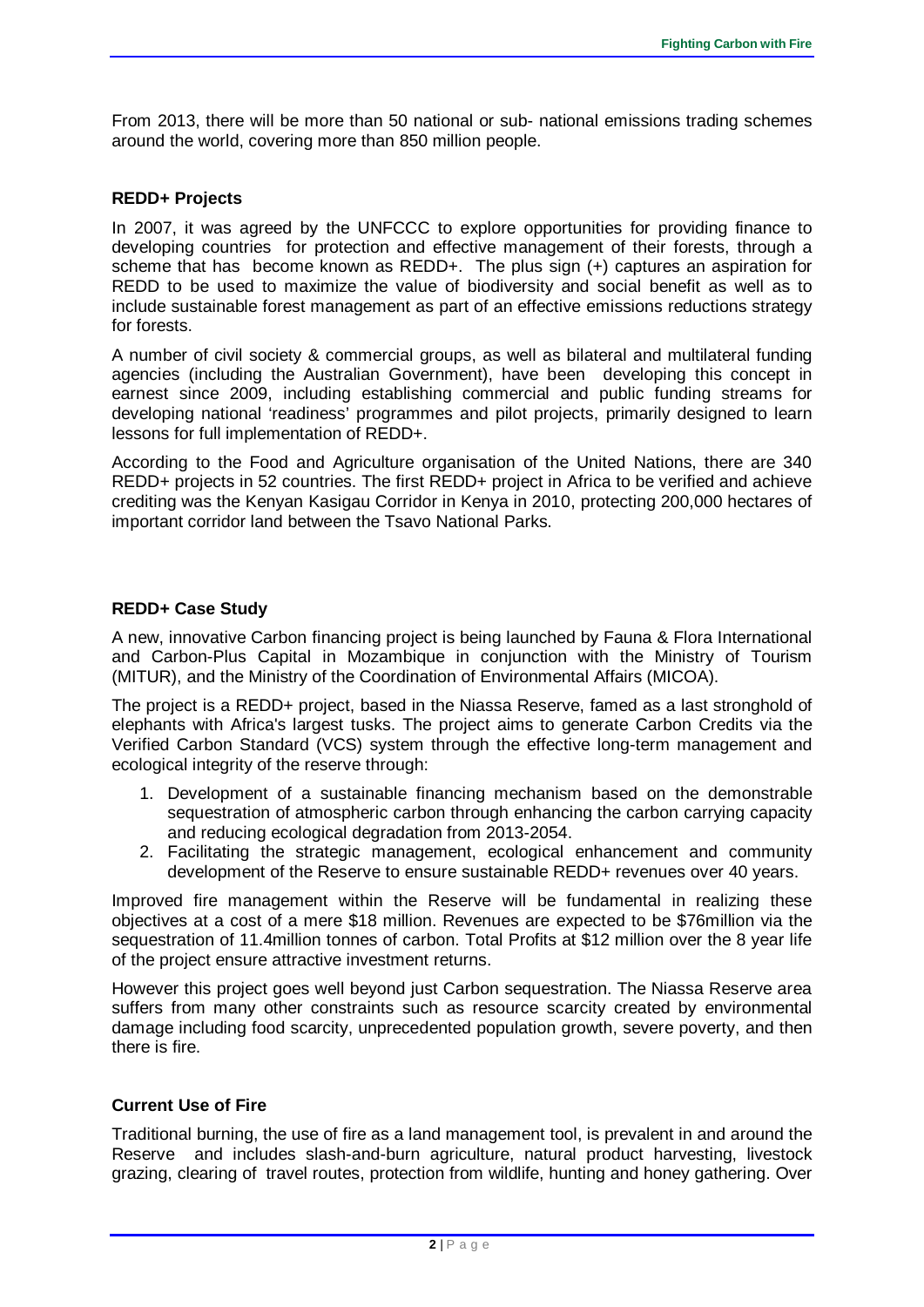From 2013, there will be more than 50 national or sub- national emissions trading schemes around the world, covering more than 850 million people.

**REDD+ Projects**

In 2007, it was agreed by the UNFCCC to explore opportunities for providing finance to developing countries for protection and effective management of their forests, through a scheme that has become known as REDD+. The plus sign (+) captures an aspiration for REDD to be used to maximize the value of biodiversity and social benefit as well as to include sustainable forest management as part of an effective emissions reductions strategy for forests.

A number of civil society & commercial groups, as well as bilateral and multilateral funding agencies (including the Australian Government), have been developing this concept in earnest since 2009, including establishing commercial and public funding streams for developing national 'readiness' programmes and pilot projects, primarily designed to learn lessons for full implementation of REDD+.

According to the Food and Agriculture organisation of the United Nations, there are 340 REDD+ projects in 52 countries. The first REDD+ project in Africa to be verified and achieve crediting was the Kenyan Kasigau Corridor in Kenya in 2010, protecting 200,000 hectares of important corridor land between the Tsavo National Parks.

**REDD+ Case Study**

A new, innovative Carbon financing project is being launched by Fauna & Flora International and Carbon-Plus Capital in Mozambique in conjunction with the Ministry of Tourism (MITUR), and the Ministry of the Coordination of Environmental Affairs (MICOA).

The project is a REDD+ project, based in the Niassa Reserve, famed as a last stronghold of elephants with Africa's largest tusks. The project aims to generate Carbon Credits via the Verified Carbon Standard (VCS) system through the effective long-term management and ecological integrity of the reserve through:

1. Development of a sustainable financing mechanism based on the demonstrable sequestration of atmospheric carbon through enhancing the carbon carrying capacity and reducing ecological degradation from 2013-2054.
2. Facilitating the strategic management, ecological enhancement and community development of the Reserve to ensure sustainable REDD+ revenues over 40 years.

Improved fire management within the Reserve will be fundamental in realizing these objectives at a cost of a mere $18 million. Revenues are expected to be $76million via the sequestration of 11.4million tonnes of carbon. Total Profits at $12 million over the 8 year life of the project ensure attractive investment returns.

However this project goes well beyond just Carbon sequestration. The Niassa Reserve area suffers from many other constraints such as resource scarcity created by environmental damage including food scarcity, unprecedented population growth, severe poverty, and then there is fire.

**Current Use of Fire**

Traditional burning, the use of fire as a land management tool, is prevalent in and around the Reserve and includes slash-and-burn agriculture, natural product harvesting, livestock grazing, clearing of travel routes, protection from wildlife, hunting and honey gathering. Over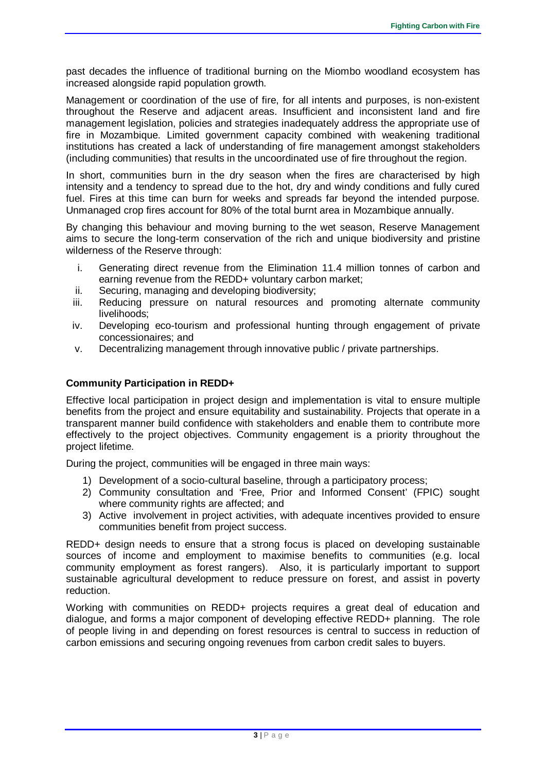past decades the influence of traditional burning on the Miombo woodland ecosystem has increased alongside rapid population growth.

Management or coordination of the use of fire, for all intents and purposes, is non-existent throughout the Reserve and adjacent areas. Insufficient and inconsistent land and fire management legislation, policies and strategies inadequately address the appropriate use of fire in Mozambique. Limited government capacity combined with weakening traditional institutions has created a lack of understanding of fire management amongst stakeholders (including communities) that results in the uncoordinated use of fire throughout the region.

In short, communities burn in the dry season when the fires are characterised by high intensity and a tendency to spread due to the hot, dry and windy conditions and fully cured fuel. Fires at this time can burn for weeks and spreads far beyond the intended purpose. Unmanaged crop fires account for 80% of the total burnt area in Mozambique annually.

By changing this behaviour and moving burning to the wet season, Reserve Management aims to secure the long-term conservation of the rich and unique biodiversity and pristine wilderness of the Reserve through:

i. Generating direct revenue from the Elimination 11.4 million tonnes of carbon and earning revenue from the REDD+ voluntary carbon market;
ii. Securing, managing and developing biodiversity;
iii. Reducing pressure on natural resources and promoting alternate community livelihoods;
iv. Developing eco-tourism and professional hunting through engagement of private concessionaires; and
v. Decentralizing management through innovative public / private partnerships.

### Community Participation in REDD+

Effective local participation in project design and implementation is vital to ensure multiple benefits from the project and ensure equitability and sustainability. Projects that operate in a transparent manner build confidence with stakeholders and enable them to contribute more effectively to the project objectives. Community engagement is a priority throughout the project lifetime.

During the project, communities will be engaged in three main ways:

1) Development of a socio-cultural baseline, through a participatory process;
2) Community consultation and 'Free, Prior and Informed Consent' (FPIC) sought where community rights are affected; and
3) Active involvement in project activities, with adequate incentives provided to ensure communities benefit from project success.

REDD+ design needs to ensure that a strong focus is placed on developing sustainable sources of income and employment to maximise benefits to communities (e.g. local community employment as forest rangers). Also, it is particularly important to support sustainable agricultural development to reduce pressure on forest, and assist in poverty reduction.

Working with communities on REDD+ projects requires a great deal of education and dialogue, and forms a major component of developing effective REDD+ planning. The role of people living in and depending on forest resources is central to success in reduction of carbon emissions and securing ongoing revenues from carbon credit sales to buyers.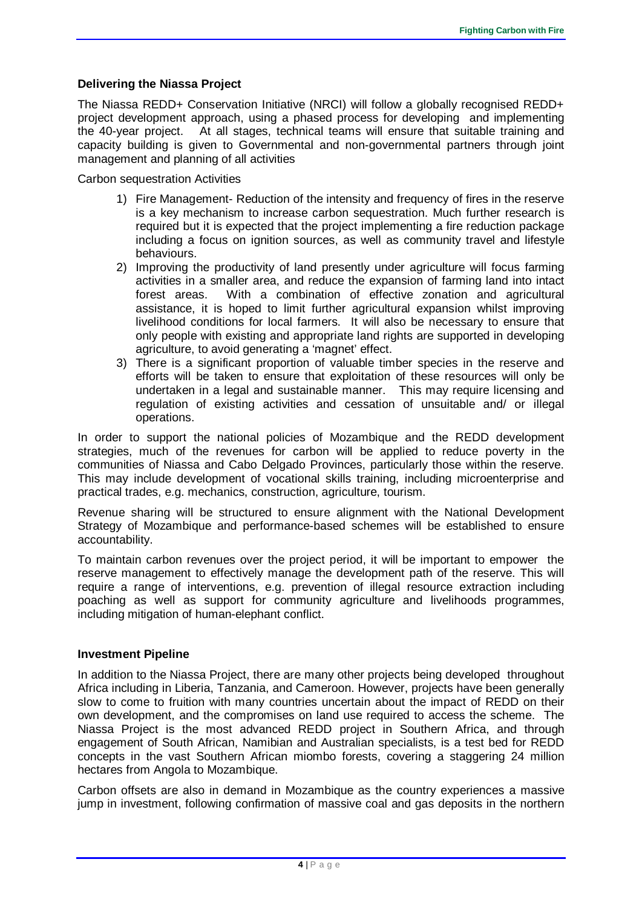### Delivering the Niassa Project

The Niassa REDD+ Conservation Initiative (NRCI) will follow a globally recognised REDD+ project development approach, using a phased process for developing and implementing the 40-year project. At all stages, technical teams will ensure that suitable training and capacity building is given to Governmental and non-governmental partners through joint management and planning of all activities

Carbon sequestration Activities

1) Fire Management- Reduction of the intensity and frequency of fires in the reserve is a key mechanism to increase carbon sequestration. Much further research is required but it is expected that the project implementing a fire reduction package including a focus on ignition sources, as well as community travel and lifestyle behaviours.
2) Improving the productivity of land presently under agriculture will focus farming activities in a smaller area, and reduce the expansion of farming land into intact forest areas. With a combination of effective zonation and agricultural assistance, it is hoped to limit further agricultural expansion whilst improving livelihood conditions for local farmers. It will also be necessary to ensure that only people with existing and appropriate land rights are supported in developing agriculture, to avoid generating a 'magnet' effect.
3) There is a significant proportion of valuable timber species in the reserve and efforts will be taken to ensure that exploitation of these resources will only be undertaken in a legal and sustainable manner. This may require licensing and regulation of existing activities and cessation of unsuitable and/ or illegal operations.

In order to support the national policies of Mozambique and the REDD development strategies, much of the revenues for carbon will be applied to reduce poverty in the communities of Niassa and Cabo Delgado Provinces, particularly those within the reserve. This may include development of vocational skills training, including microenterprise and practical trades, e.g. mechanics, construction, agriculture, tourism.

Revenue sharing will be structured to ensure alignment with the National Development Strategy of Mozambique and performance-based schemes will be established to ensure accountability.

To maintain carbon revenues over the project period, it will be important to empower the reserve management to effectively manage the development path of the reserve. This will require a range of interventions, e.g. prevention of illegal resource extraction including poaching as well as support for community agriculture and livelihoods programmes, including mitigation of human-elephant conflict.

### Investment Pipeline

In addition to the Niassa Project, there are many other projects being developed throughout Africa including in Liberia, Tanzania, and Cameroon. However, projects have been generally slow to come to fruition with many countries uncertain about the impact of REDD on their own development, and the compromises on land use required to access the scheme. The Niassa Project is the most advanced REDD project in Southern Africa, and through engagement of South African, Namibian and Australian specialists, is a test bed for REDD concepts in the vast Southern African miombo forests, covering a staggering 24 million hectares from Angola to Mozambique.

Carbon offsets are also in demand in Mozambique as the country experiences a massive jump in investment, following confirmation of massive coal and gas deposits in the northern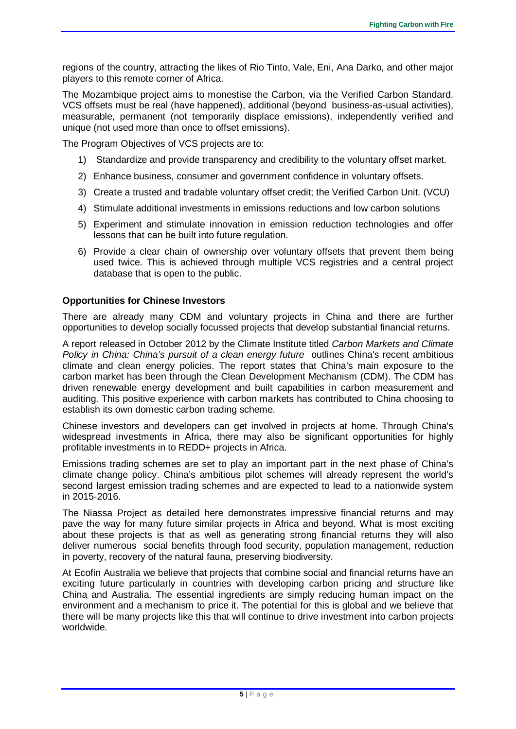regions of the country, attracting the likes of Rio Tinto, Vale, Eni, Ana Darko, and other major players to this remote corner of Africa.

The Mozambique project aims to monestise the Carbon, via the Verified Carbon Standard. VCS offsets must be real (have happened), additional (beyond business-as-usual activities), measurable, permanent (not temporarily displace emissions), independently verified and unique (not used more than once to offset emissions).

The Program Objectives of VCS projects are to:

1) Standardize and provide transparency and credibility to the voluntary offset market.
2) Enhance business, consumer and government confidence in voluntary offsets.
3) Create a trusted and tradable voluntary offset credit; the Verified Carbon Unit. (VCU)
4) Stimulate additional investments in emissions reductions and low carbon solutions
5) Experiment and stimulate innovation in emission reduction technologies and offer lessons that can be built into future regulation.
6) Provide a clear chain of ownership over voluntary offsets that prevent them being used twice. This is achieved through multiple VCS registries and a central project database that is open to the public.

**Opportunities for Chinese Investors**

There are already many CDM and voluntary projects in China and there are further opportunities to develop socially focussed projects that develop substantial financial returns.

A report released in October 2012 by the Climate Institute titled *Carbon Markets and Climate Policy in China: China's pursuit of a clean energy future* outlines China's recent ambitious climate and clean energy policies. The report states that China's main exposure to the carbon market has been through the Clean Development Mechanism (CDM). The CDM has driven renewable energy development and built capabilities in carbon measurement and auditing. This positive experience with carbon markets has contributed to China choosing to establish its own domestic carbon trading scheme.

Chinese investors and developers can get involved in projects at home. Through China's widespread investments in Africa, there may also be significant opportunities for highly profitable investments in to REDD+ projects in Africa.

Emissions trading schemes are set to play an important part in the next phase of China's climate change policy. China's ambitious pilot schemes will already represent the world's second largest emission trading schemes and are expected to lead to a nationwide system in 2015-2016.

The Niassa Project as detailed here demonstrates impressive financial returns and may pave the way for many future similar projects in Africa and beyond. What is most exciting about these projects is that as well as generating strong financial returns they will also deliver numerous social benefits through food security, population management, reduction in poverty, recovery of the natural fauna, preserving biodiversity.

At Ecofin Australia we believe that projects that combine social and financial returns have an exciting future particularly in countries with developing carbon pricing and structure like China and Australia. The essential ingredients are simply reducing human impact on the environment and a mechanism to price it. The potential for this is global and we believe that there will be many projects like this that will continue to drive investment into carbon projects worldwide.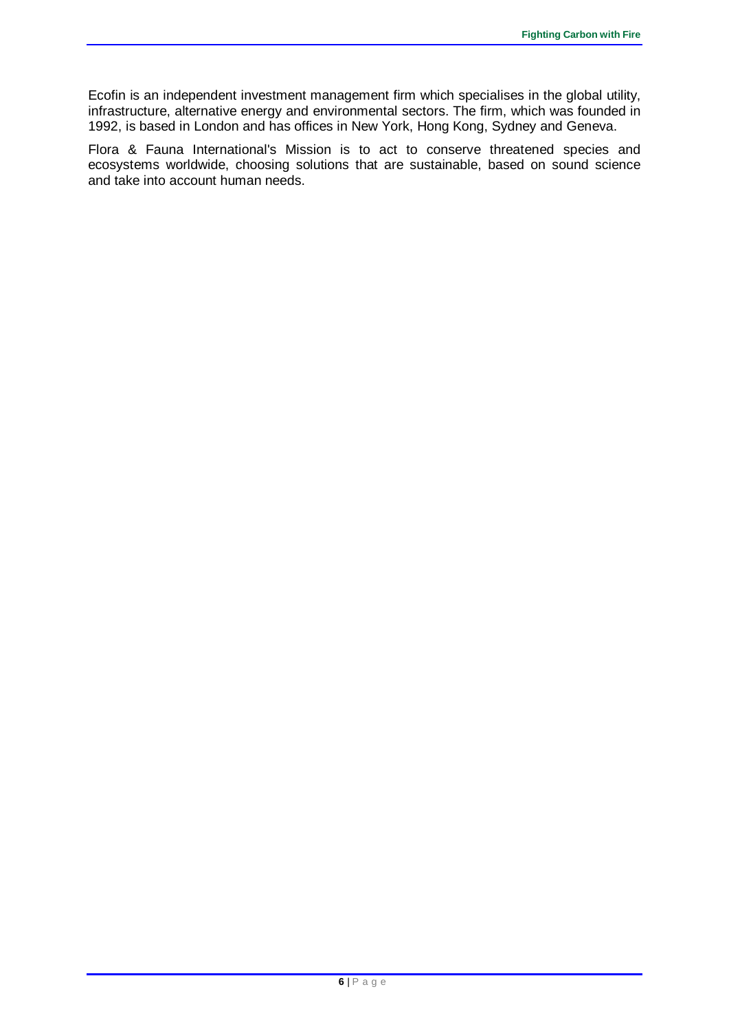Ecofin is an independent investment management firm which specialises in the global utility, infrastructure, alternative energy and environmental sectors. The firm, which was founded in 1992, is based in London and has offices in New York, Hong Kong, Sydney and Geneva.

Flora & Fauna International's Mission is to act to conserve threatened species and ecosystems worldwide, choosing solutions that are sustainable, based on sound science and take into account human needs.